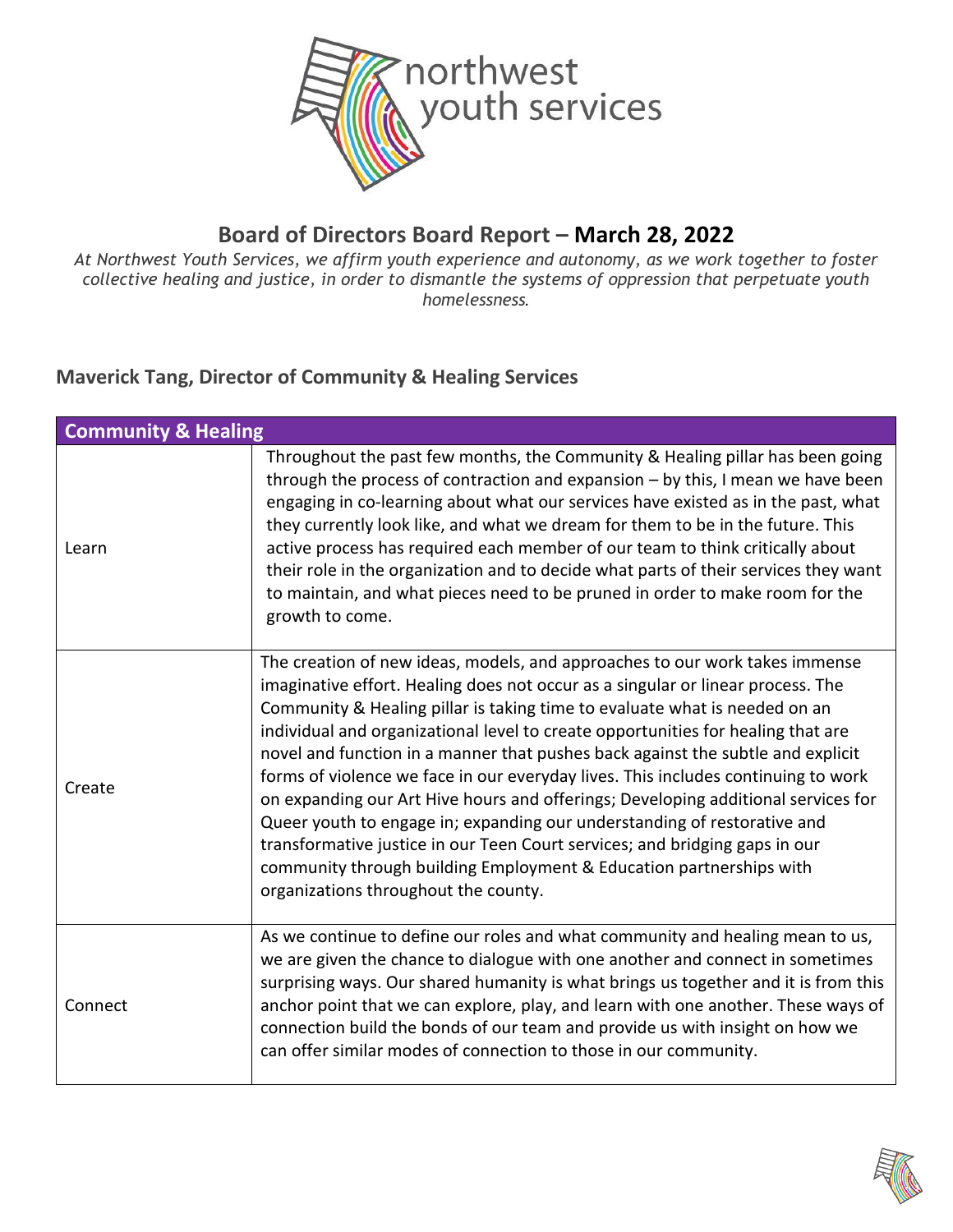# Board of Directors Board Report – **March 28, 2022**

*At Northwest Youth Services, we affirm youth experience and autonomy, as we work together to foster collective healing and justice, in order to dismantle the systems of oppression that perpetuate youth homelessness.*

## Maverick Tang, Director of Community & Healing Services

| Community & Healing | |
|---|---|
| Learn | Throughout the past few months, the Community & Healing pillar has been going through the process of contraction and expansion – by this, I mean we have been engaging in co-learning about what our services have existed as in the past, what they currently look like, and what we dream for them to be in the future. This active process has required each member of our team to think critically about their role in the organization and to decide what parts of their services they want to maintain, and what pieces need to be pruned in order to make room for the growth to come. |
| Create | The creation of new ideas, models, and approaches to our work takes immense imaginative effort. Healing does not occur as a singular or linear process. The Community & Healing pillar is taking time to evaluate what is needed on an individual and organizational level to create opportunities for healing that are novel and function in a manner that pushes back against the subtle and explicit forms of violence we face in our everyday lives. This includes continuing to work on expanding our Art Hive hours and offerings; Developing additional services for Queer youth to engage in; expanding our understanding of restorative and transformative justice in our Teen Court services; and bridging gaps in our community through building Employment & Education partnerships with organizations throughout the county. |
| Connect | As we continue to define our roles and what community and healing mean to us, we are given the chance to dialogue with one another and connect in sometimes surprising ways. Our shared humanity is what brings us together and it is from this anchor point that we can explore, play, and learn with one another. These ways of connection build the bonds of our team and provide us with insight on how we can offer similar modes of connection to those in our community. |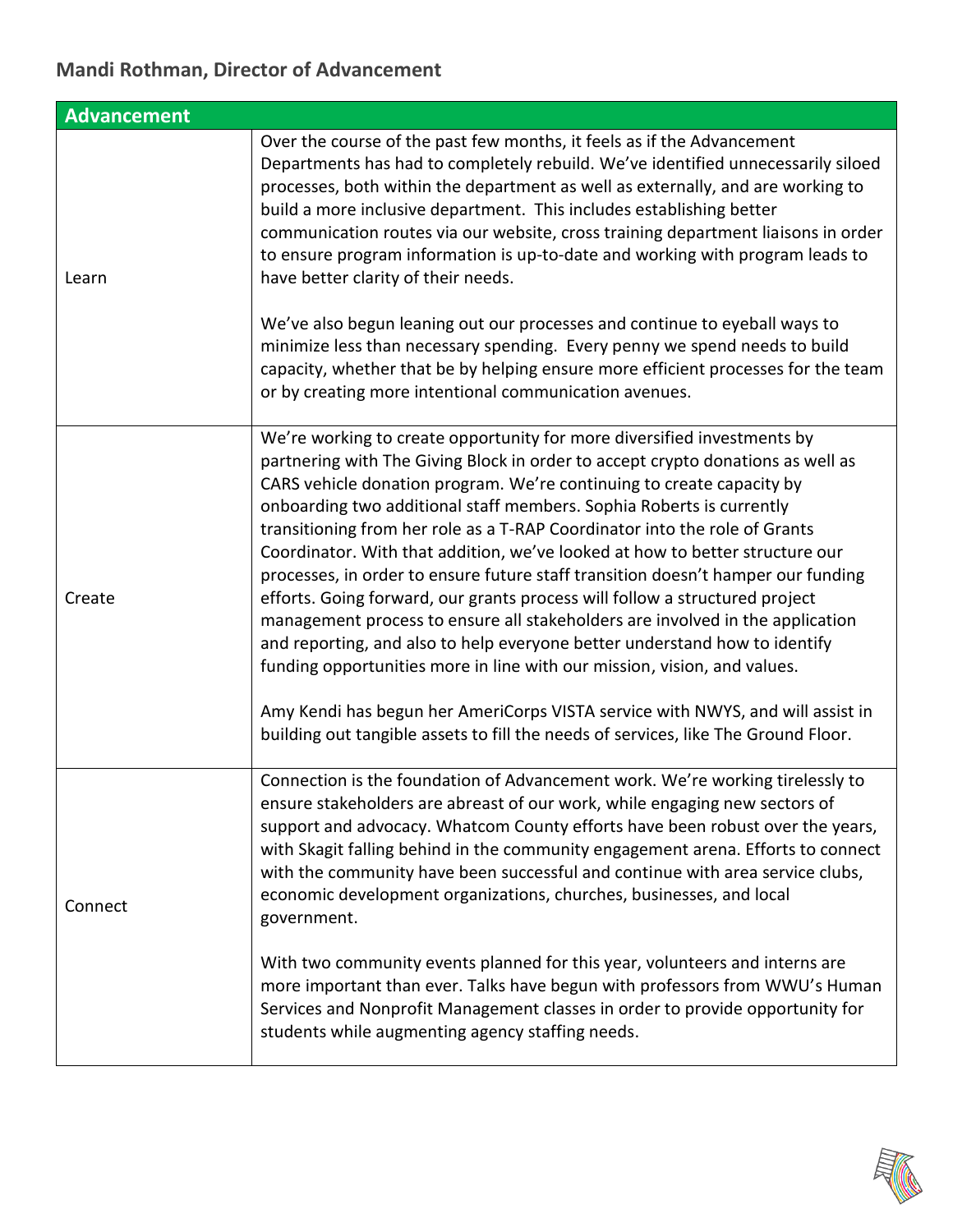## Mandi Rothman, Director of Advancement

| Advancement | |
|---|---|
| Learn | Over the course of the past few months, it feels as if the Advancement Departments has had to completely rebuild. We've identified unnecessarily siloed processes, both within the department as well as externally, and are working to build a more inclusive department. This includes establishing better communication routes via our website, cross training department liaisons in order to ensure program information is up-to-date and working with program leads to have better clarity of their needs.<br><br>We've also begun leaning out our processes and continue to eyeball ways to minimize less than necessary spending. Every penny we spend needs to build capacity, whether that be by helping ensure more efficient processes for the team or by creating more intentional communication avenues. |
| Create | We're working to create opportunity for more diversified investments by partnering with The Giving Block in order to accept crypto donations as well as CARS vehicle donation program. We're continuing to create capacity by onboarding two additional staff members. Sophia Roberts is currently transitioning from her role as a T-RAP Coordinator into the role of Grants Coordinator. With that addition, we've looked at how to better structure our processes, in order to ensure future staff transition doesn't hamper our funding efforts. Going forward, our grants process will follow a structured project management process to ensure all stakeholders are involved in the application and reporting, and also to help everyone better understand how to identify funding opportunities more in line with our mission, vision, and values.<br><br>Amy Kendi has begun her AmeriCorps VISTA service with NWYS, and will assist in building out tangible assets to fill the needs of services, like The Ground Floor. |
| Connect | Connection is the foundation of Advancement work. We're working tirelessly to ensure stakeholders are abreast of our work, while engaging new sectors of support and advocacy. Whatcom County efforts have been robust over the years, with Skagit falling behind in the community engagement arena. Efforts to connect with the community have been successful and continue with area service clubs, economic development organizations, churches, businesses, and local government.<br><br>With two community events planned for this year, volunteers and interns are more important than ever. Talks have begun with professors from WWU's Human Services and Nonprofit Management classes in order to provide opportunity for students while augmenting agency staffing needs. |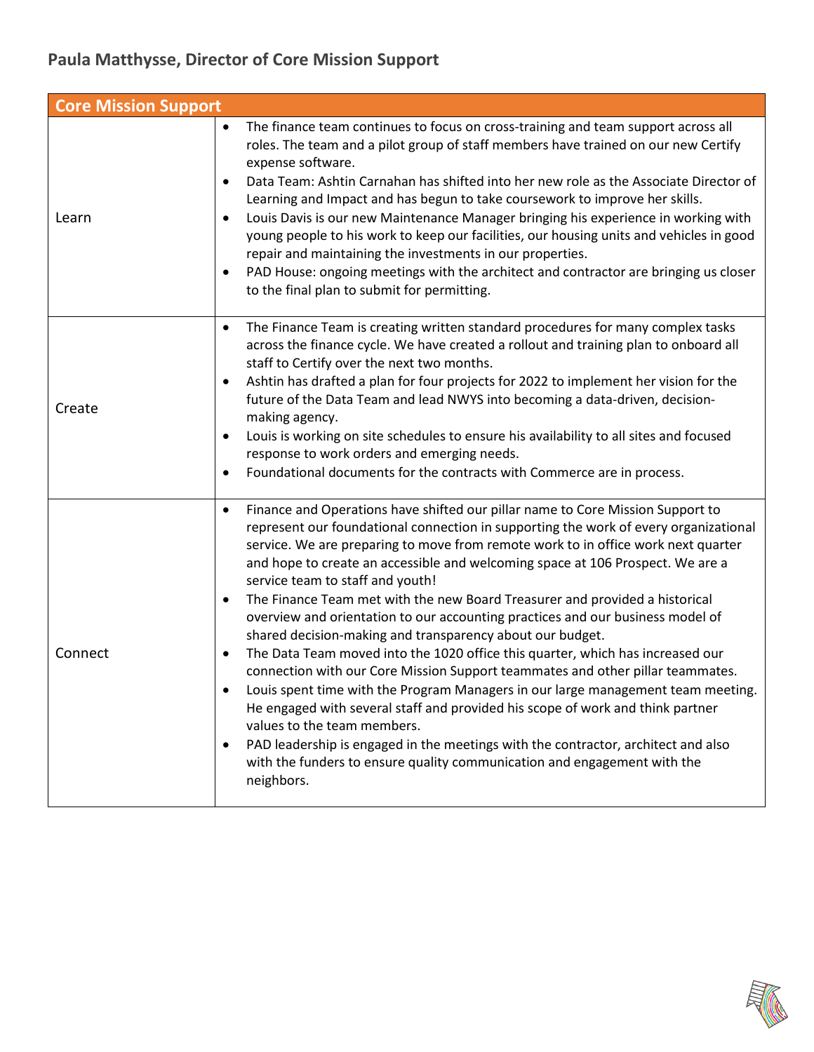## Paula Matthysse, Director of Core Mission Support

| Core Mission Support | |
|---|---|
| Learn | • The finance team continues to focus on cross-training and team support across all roles. The team and a pilot group of staff members have trained on our new Certify expense software.<br>• Data Team: Ashtin Carnahan has shifted into her new role as the Associate Director of Learning and Impact and has begun to take coursework to improve her skills.<br>• Louis Davis is our new Maintenance Manager bringing his experience in working with young people to his work to keep our facilities, our housing units and vehicles in good repair and maintaining the investments in our properties.<br>• PAD House: ongoing meetings with the architect and contractor are bringing us closer to the final plan to submit for permitting. |
| Create | • The Finance Team is creating written standard procedures for many complex tasks across the finance cycle. We have created a rollout and training plan to onboard all staff to Certify over the next two months.<br>• Ashtin has drafted a plan for four projects for 2022 to implement her vision for the future of the Data Team and lead NWYS into becoming a data-driven, decision-making agency.<br>• Louis is working on site schedules to ensure his availability to all sites and focused response to work orders and emerging needs.<br>• Foundational documents for the contracts with Commerce are in process. |
| Connect | • Finance and Operations have shifted our pillar name to Core Mission Support to represent our foundational connection in supporting the work of every organizational service. We are preparing to move from remote work to in office work next quarter and hope to create an accessible and welcoming space at 106 Prospect. We are a service team to staff and youth!<br>• The Finance Team met with the new Board Treasurer and provided a historical overview and orientation to our accounting practices and our business model of shared decision-making and transparency about our budget.<br>• The Data Team moved into the 1020 office this quarter, which has increased our connection with our Core Mission Support teammates and other pillar teammates.<br>• Louis spent time with the Program Managers in our large management team meeting. He engaged with several staff and provided his scope of work and think partner values to the team members.<br>• PAD leadership is engaged in the meetings with the contractor, architect and also with the funders to ensure quality communication and engagement with the neighbors. |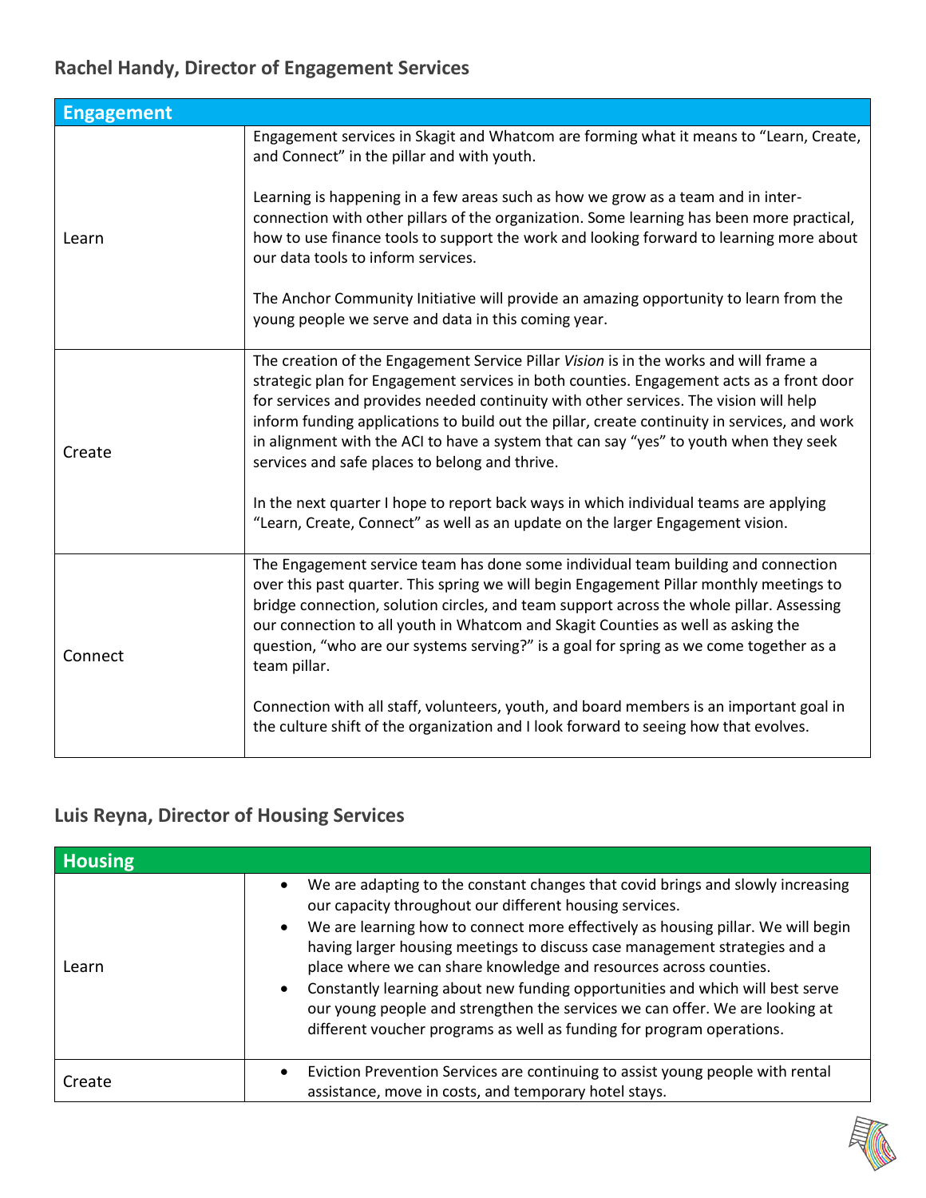### Rachel Handy, Director of Engagement Services

| Engagement | |
|---|---|
| Learn | Engagement services in Skagit and Whatcom are forming what it means to "Learn, Create, and Connect" in the pillar and with youth.<br><br>Learning is happening in a few areas such as how we grow as a team and in inter-connection with other pillars of the organization. Some learning has been more practical, how to use finance tools to support the work and looking forward to learning more about our data tools to inform services.<br><br>The Anchor Community Initiative will provide an amazing opportunity to learn from the young people we serve and data in this coming year. |
| Create | The creation of the Engagement Service Pillar *Vision* is in the works and will frame a strategic plan for Engagement services in both counties. Engagement acts as a front door for services and provides needed continuity with other services. The vision will help inform funding applications to build out the pillar, create continuity in services, and work in alignment with the ACI to have a system that can say "yes" to youth when they seek services and safe places to belong and thrive.<br><br>In the next quarter I hope to report back ways in which individual teams are applying "Learn, Create, Connect" as well as an update on the larger Engagement vision. |
| Connect | The Engagement service team has done some individual team building and connection over this past quarter. This spring we will begin Engagement Pillar monthly meetings to bridge connection, solution circles, and team support across the whole pillar. Assessing our connection to all youth in Whatcom and Skagit Counties as well as asking the question, "who are our systems serving?" is a goal for spring as we come together as a team pillar.<br><br>Connection with all staff, volunteers, youth, and board members is an important goal in the culture shift of the organization and I look forward to seeing how that evolves. |

### Luis Reyna, Director of Housing Services

| Housing | |
|---|---|
| Learn | • We are adapting to the constant changes that covid brings and slowly increasing our capacity throughout our different housing services.<br>• We are learning how to connect more effectively as housing pillar. We will begin having larger housing meetings to discuss case management strategies and a place where we can share knowledge and resources across counties.<br>• Constantly learning about new funding opportunities and which will best serve our young people and strengthen the services we can offer. We are looking at different voucher programs as well as funding for program operations. |
| Create | • Eviction Prevention Services are continuing to assist young people with rental assistance, move in costs, and temporary hotel stays. |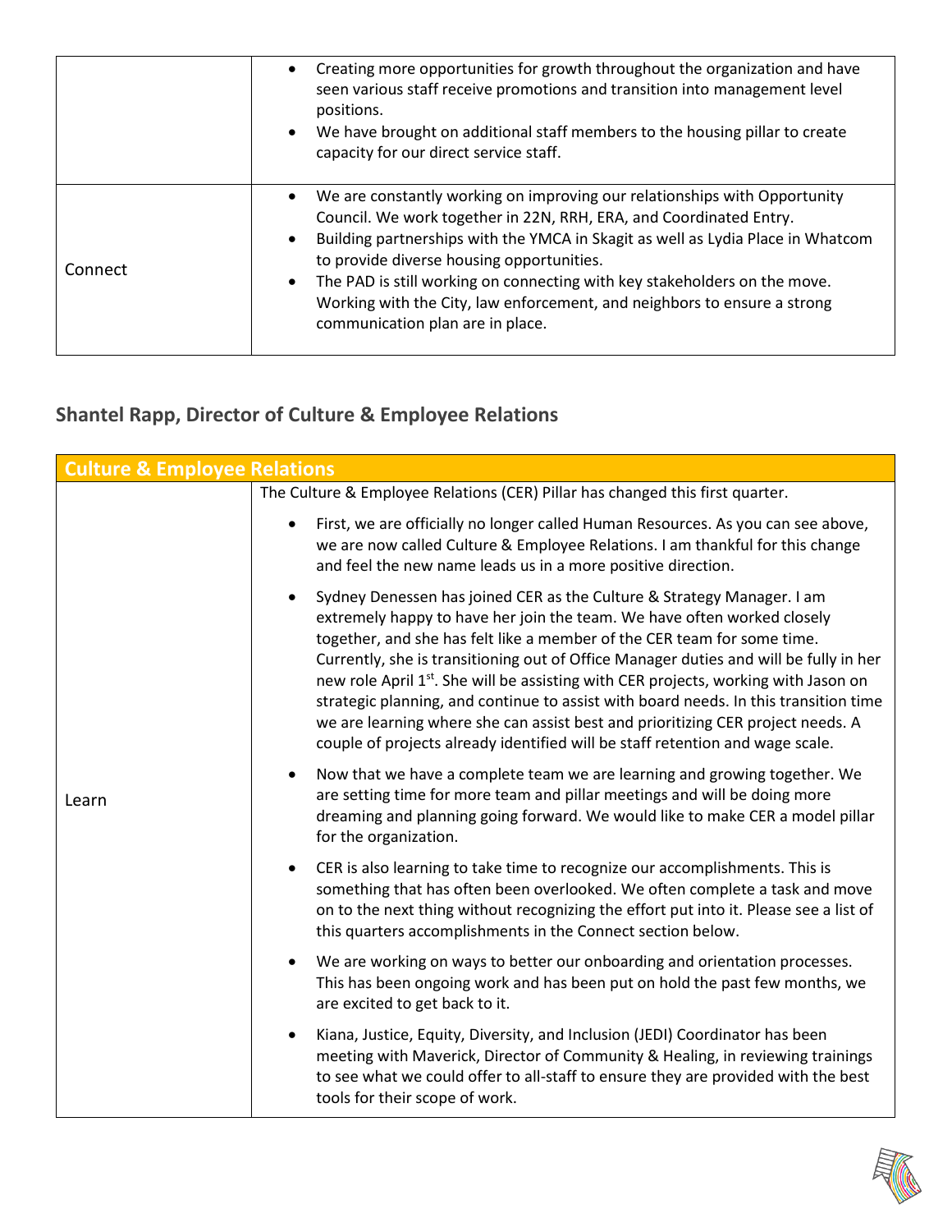| | |
|---|---|
| | • Creating more opportunities for growth throughout the organization and have seen various staff receive promotions and transition into management level positions.<br>• We have brought on additional staff members to the housing pillar to create capacity for our direct service staff. |
| Connect | • We are constantly working on improving our relationships with Opportunity Council. We work together in 22N, RRH, ERA, and Coordinated Entry.<br>• Building partnerships with the YMCA in Skagit as well as Lydia Place in Whatcom to provide diverse housing opportunities.<br>• The PAD is still working on connecting with key stakeholders on the move. Working with the City, law enforcement, and neighbors to ensure a strong communication plan are in place. |

## Shantel Rapp, Director of Culture & Employee Relations

| Culture & Employee Relations | |
|---|---|
| Learn | The Culture & Employee Relations (CER) Pillar has changed this first quarter.<br>• First, we are officially no longer called Human Resources. As you can see above, we are now called Culture & Employee Relations. I am thankful for this change and feel the new name leads us in a more positive direction.<br>• Sydney Denessen has joined CER as the Culture & Strategy Manager. I am extremely happy to have her join the team. We have often worked closely together, and she has felt like a member of the CER team for some time. Currently, she is transitioning out of Office Manager duties and will be fully in her new role April 1st. She will be assisting with CER projects, working with Jason on strategic planning, and continue to assist with board needs. In this transition time we are learning where she can assist best and prioritizing CER project needs. A couple of projects already identified will be staff retention and wage scale.<br>• Now that we have a complete team we are learning and growing together. We are setting time for more team and pillar meetings and will be doing more dreaming and planning going forward. We would like to make CER a model pillar for the organization.<br>• CER is also learning to take time to recognize our accomplishments. This is something that has often been overlooked. We often complete a task and move on to the next thing without recognizing the effort put into it. Please see a list of this quarters accomplishments in the Connect section below.<br>• We are working on ways to better our onboarding and orientation processes. This has been ongoing work and has been put on hold the past few months, we are excited to get back to it.<br>• Kiana, Justice, Equity, Diversity, and Inclusion (JEDI) Coordinator has been meeting with Maverick, Director of Community & Healing, in reviewing trainings to see what we could offer to all-staff to ensure they are provided with the best tools for their scope of work. |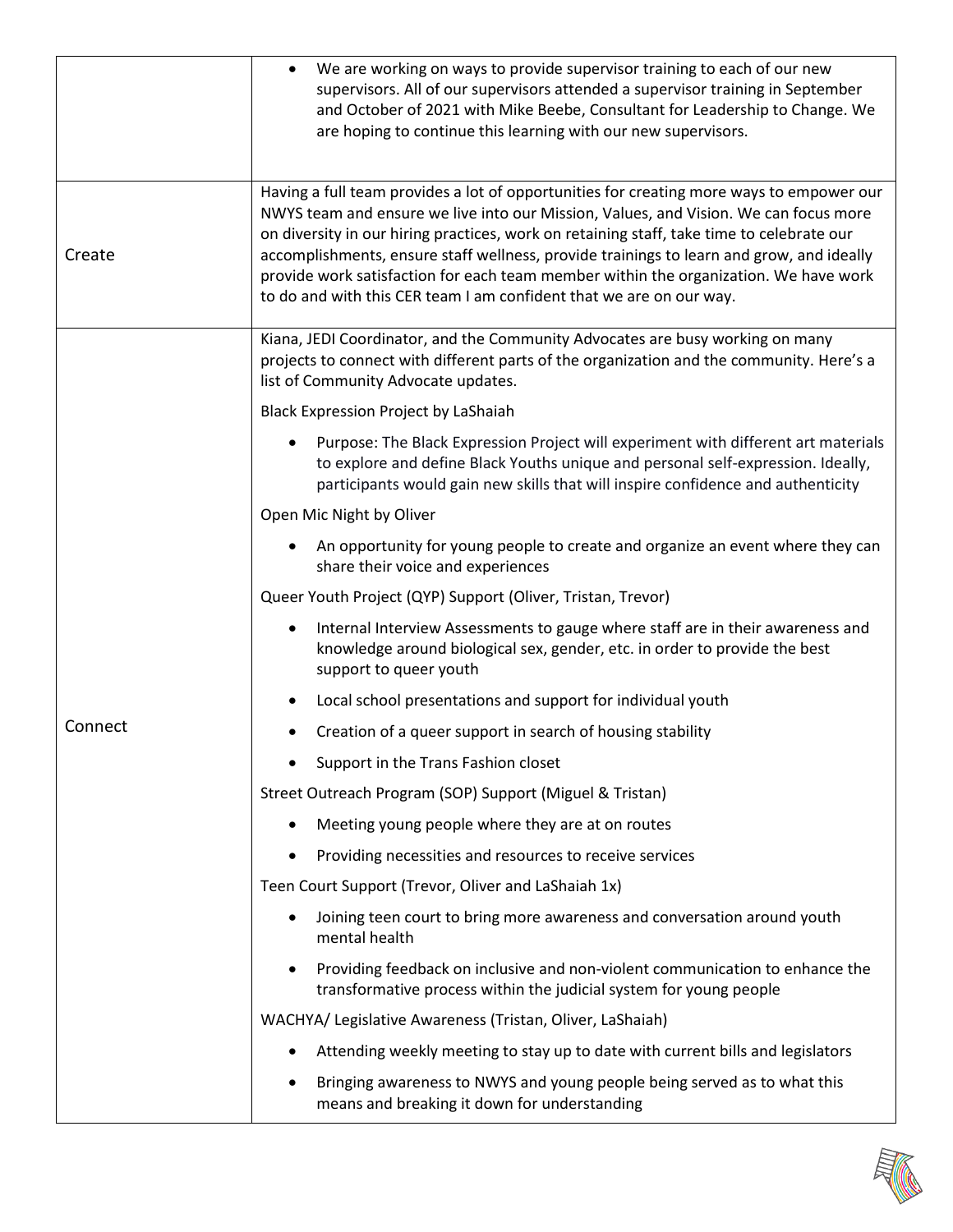| | |
|---|---|
| | • We are working on ways to provide supervisor training to each of our new supervisors. All of our supervisors attended a supervisor training in September and October of 2021 with Mike Beebe, Consultant for Leadership to Change. We are hoping to continue this learning with our new supervisors. |
| Create | Having a full team provides a lot of opportunities for creating more ways to empower our NWYS team and ensure we live into our Mission, Values, and Vision. We can focus more on diversity in our hiring practices, work on retaining staff, take time to celebrate our accomplishments, ensure staff wellness, provide trainings to learn and grow, and ideally provide work satisfaction for each team member within the organization. We have work to do and with this CER team I am confident that we are on our way. |
| Connect | Kiana, JEDI Coordinator, and the Community Advocates are busy working on many projects to connect with different parts of the organization and the community. Here's a list of Community Advocate updates.<br><br>Black Expression Project by LaShaiah<br>• Purpose: The Black Expression Project will experiment with different art materials to explore and define Black Youths unique and personal self-expression. Ideally, participants would gain new skills that will inspire confidence and authenticity<br><br>Open Mic Night by Oliver<br>• An opportunity for young people to create and organize an event where they can share their voice and experiences<br><br>Queer Youth Project (QYP) Support (Oliver, Tristan, Trevor)<br>• Internal Interview Assessments to gauge where staff are in their awareness and knowledge around biological sex, gender, etc. in order to provide the best support to queer youth<br>• Local school presentations and support for individual youth<br>• Creation of a queer support in search of housing stability<br>• Support in the Trans Fashion closet<br><br>Street Outreach Program (SOP) Support (Miguel & Tristan)<br>• Meeting young people where they are at on routes<br>• Providing necessities and resources to receive services<br><br>Teen Court Support (Trevor, Oliver and LaShaiah 1x)<br>• Joining teen court to bring more awareness and conversation around youth mental health<br>• Providing feedback on inclusive and non-violent communication to enhance the transformative process within the judicial system for young people<br><br>WACHYA/ Legislative Awareness (Tristan, Oliver, LaShaiah)<br>• Attending weekly meeting to stay up to date with current bills and legislators<br>• Bringing awareness to NWYS and young people being served as to what this means and breaking it down for understanding |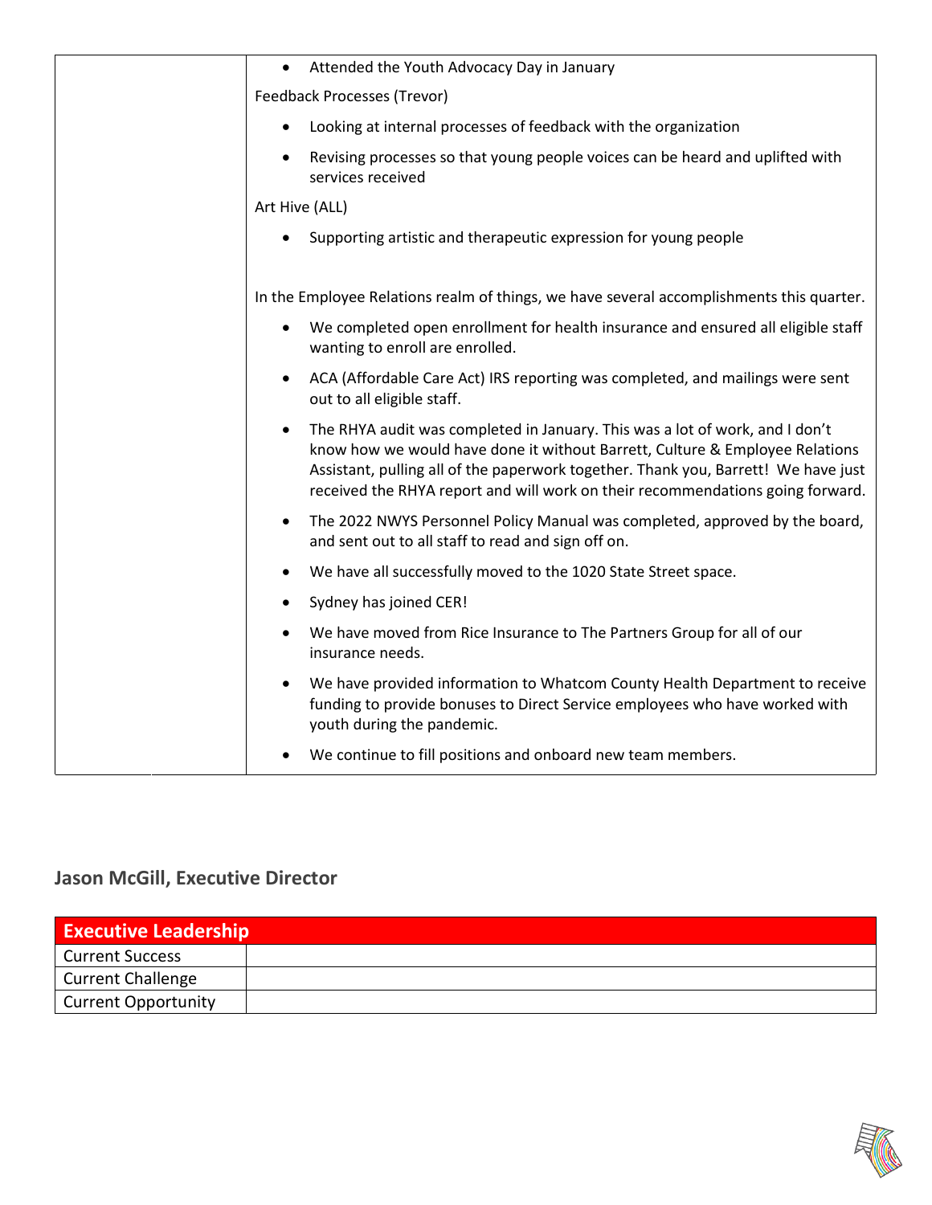| | |
|---|---|
| | • Attended the Youth Advocacy Day in January<br><br>Feedback Processes (Trevor)<br><br>• Looking at internal processes of feedback with the organization<br>• Revising processes so that young people voices can be heard and uplifted with services received<br><br>Art Hive (ALL)<br><br>• Supporting artistic and therapeutic expression for young people<br><br>In the Employee Relations realm of things, we have several accomplishments this quarter.<br><br>• We completed open enrollment for health insurance and ensured all eligible staff wanting to enroll are enrolled.<br>• ACA (Affordable Care Act) IRS reporting was completed, and mailings were sent out to all eligible staff.<br>• The RHYA audit was completed in January. This was a lot of work, and I don't know how we would have done it without Barrett, Culture & Employee Relations Assistant, pulling all of the paperwork together. Thank you, Barrett! We have just received the RHYA report and will work on their recommendations going forward.<br>• The 2022 NWYS Personnel Policy Manual was completed, approved by the board, and sent out to all staff to read and sign off on.<br>• We have all successfully moved to the 1020 State Street space.<br>• Sydney has joined CER!<br>• We have moved from Rice Insurance to The Partners Group for all of our insurance needs.<br>• We have provided information to Whatcom County Health Department to receive funding to provide bonuses to Direct Service employees who have worked with youth during the pandemic.<br>• We continue to fill positions and onboard new team members. |

## Jason McGill, Executive Director

| Executive Leadership | |
|---|---|
| Current Success | |
| Current Challenge | |
| Current Opportunity | |